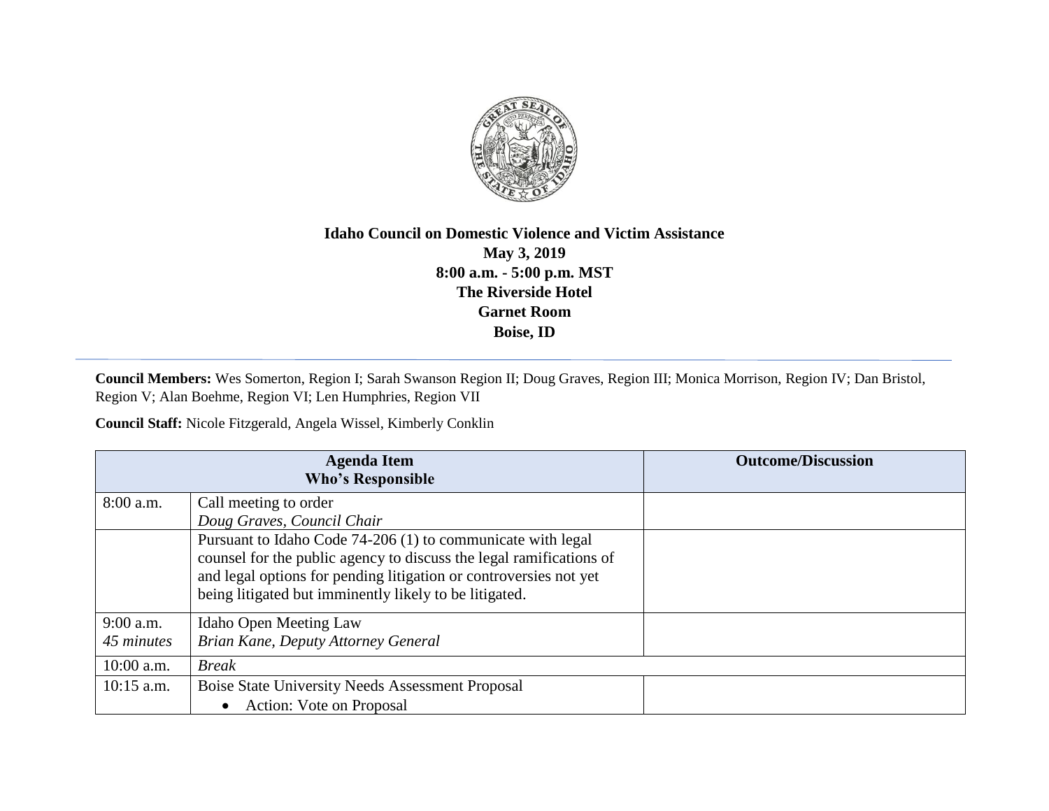**Idaho Council on Domestic Violence and Victim Assistance**
**May 3, 2019**
**8:00 a.m. - 5:00 p.m. MST**
**The Riverside Hotel**
**Garnet Room**
**Boise, ID**

---

**Council Members:** Wes Somerton, Region I; Sarah Swanson Region II; Doug Graves, Region III; Monica Morrison, Region IV; Dan Bristol, Region V; Alan Boehme, Region VI; Len Humphries, Region VII

**Council Staff:** Nicole Fitzgerald, Angela Wissel, Kimberly Conklin

| Agenda Item<br>Who's Responsible | | Outcome/Discussion |
|---|---|---|
| 8:00 a.m. | Call meeting to order<br>*Doug Graves, Council Chair* | |
| | Pursuant to Idaho Code 74-206 (1) to communicate with legal counsel for the public agency to discuss the legal ramifications of and legal options for pending litigation or controversies not yet being litigated but imminently likely to be litigated. | |
| 9:00 a.m.<br>*45 minutes* | Idaho Open Meeting Law<br>*Brian Kane, Deputy Attorney General* | |
| 10:00 a.m. | *Break* | |
| 10:15 a.m. | Boise State University Needs Assessment Proposal<br>• Action: Vote on Proposal | |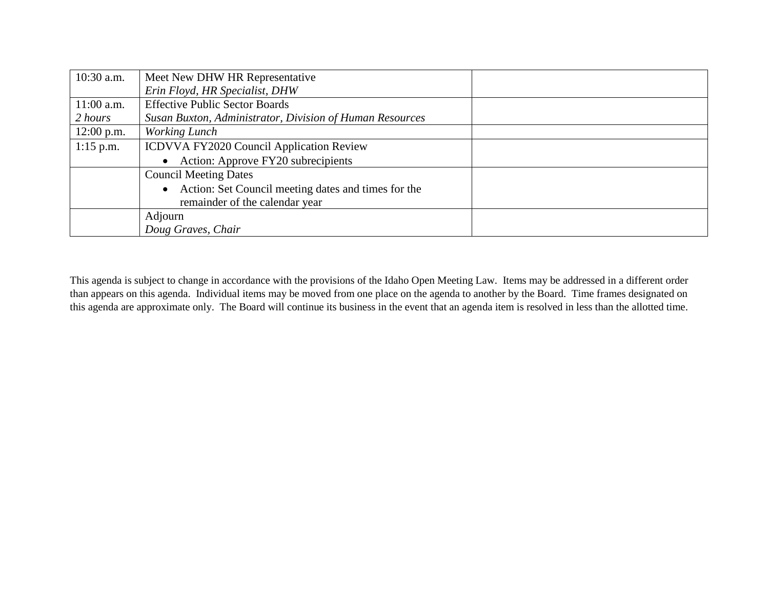| | | |
|---|---|---|
| 10:30 a.m. | Meet New DHW HR Representative<br>*Erin Floyd, HR Specialist, DHW* | |
| 11:00 a.m.<br>*2 hours* | Effective Public Sector Boards<br>*Susan Buxton, Administrator, Division of Human Resources* | |
| 12:00 p.m. | *Working Lunch* | |
| 1:15 p.m. | ICDVVA FY2020 Council Application Review<br>• Action: Approve FY20 subrecipients | |
| | Council Meeting Dates<br>• Action: Set Council meeting dates and times for the remainder of the calendar year | |
| | Adjourn<br>*Doug Graves, Chair* | |

This agenda is subject to change in accordance with the provisions of the Idaho Open Meeting Law. Items may be addressed in a different order than appears on this agenda. Individual items may be moved from one place on the agenda to another by the Board. Time frames designated on this agenda are approximate only. The Board will continue its business in the event that an agenda item is resolved in less than the allotted time.